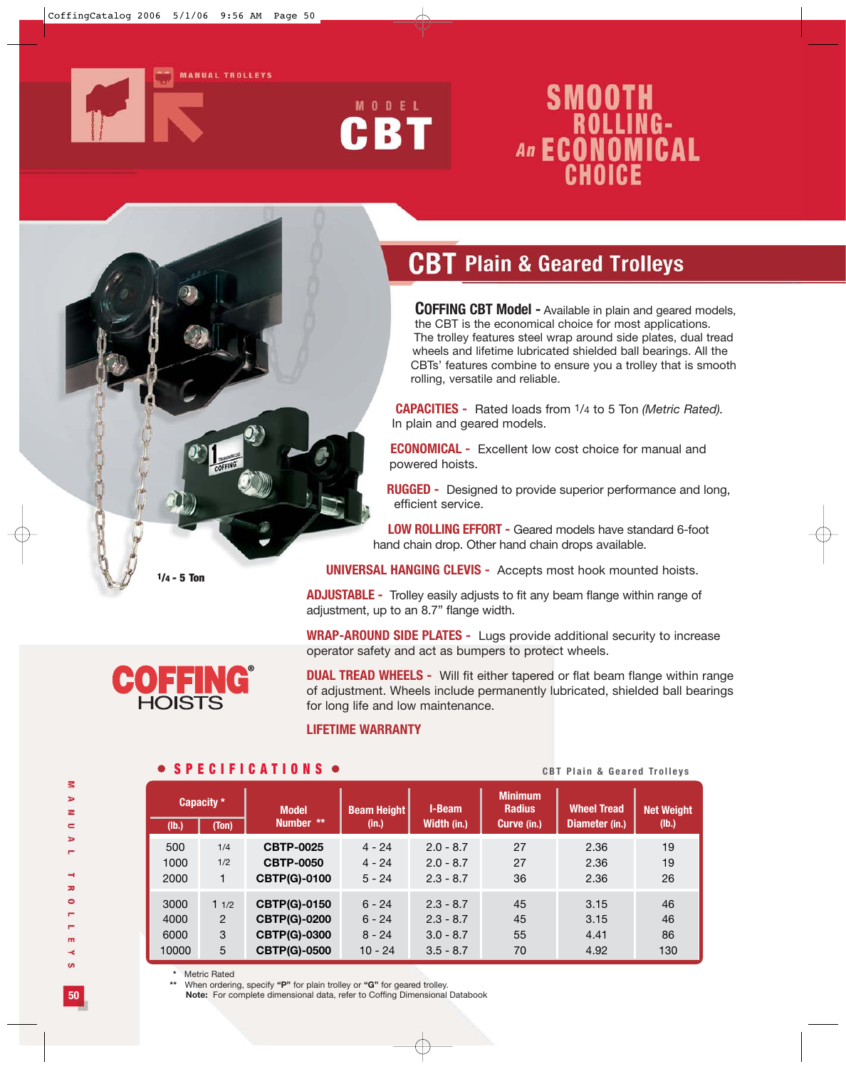MANUAL TROLLEYS

MODEL

# CBT

SMOOTH ROLLING- An ECONOMICAL CHOICE

## CBT Plain & Geared Trolleys

**COFFING CBT Model -** Available in plain and geared models, the CBT is the economical choice for most applications. The trolley features steel wrap around side plates, dual tread wheels and lifetime lubricated shielded ball bearings. All the CBTs' features combine to ensure you a trolley that is smooth rolling, versatile and reliable.

**CAPACITIES -** Rated loads from 1/4 to 5 Ton *(Metric Rated).* In plain and geared models.

**ECONOMICAL -** Excellent low cost choice for manual and powered hoists.

**RUGGED -** Designed to provide superior performance and long, efficient service.

**LOW ROLLING EFFORT -** Geared models have standard 6-foot hand chain drop. Other hand chain drops available.

**UNIVERSAL HANGING CLEVIS -** Accepts most hook mounted hoists.

**ADJUSTABLE -** Trolley easily adjusts to fit any beam flange within range of adjustment, up to an 8.7" flange width.

**WRAP-AROUND SIDE PLATES -** Lugs provide additional security to increase operator safety and act as bumpers to protect wheels.

**DUAL TREAD WHEELS -** Will fit either tapered or flat beam flange within range of adjustment. Wheels include permanently lubricated, shielded ball bearings for long life and low maintenance.

**LIFETIME WARRANTY**

1/4 - 5 Ton

COFFING® HOISTS

### SPECIFICATIONS

CBT Plain & Geared Trolleys

| Capacity * | | Model Number ** | Beam Height (in.) | I-Beam Width (in.) | Minimum Radius Curve (in.) | Wheel Tread Diameter (in.) | Net Weight (lb.) |
|---|---|---|---|---|---|---|---|
| (lb.) | (Ton) | | | | | | |
| 500 | 1/4 | CBTP-0025 | 4 - 24 | 2.0 - 8.7 | 27 | 2.36 | 19 |
| 1000 | 1/2 | CBTP-0050 | 4 - 24 | 2.0 - 8.7 | 27 | 2.36 | 19 |
| 2000 | 1 | CBTP(G)-0100 | 5 - 24 | 2.3 - 8.7 | 36 | 2.36 | 26 |
| 3000 | 1 1/2 | CBTP(G)-0150 | 6 - 24 | 2.3 - 8.7 | 45 | 3.15 | 46 |
| 4000 | 2 | CBTP(G)-0200 | 6 - 24 | 2.3 - 8.7 | 45 | 3.15 | 46 |
| 6000 | 3 | CBTP(G)-0300 | 8 - 24 | 3.0 - 8.7 | 55 | 4.41 | 86 |
| 10000 | 5 | CBTP(G)-0500 | 10 - 24 | 3.5 - 8.7 | 70 | 4.92 | 130 |

\* Metric Rated

\*\* When ordering, specify **"P"** for plain trolley or **"G"** for geared trolley.

**Note:** For complete dimensional data, refer to Coffing Dimensional Databook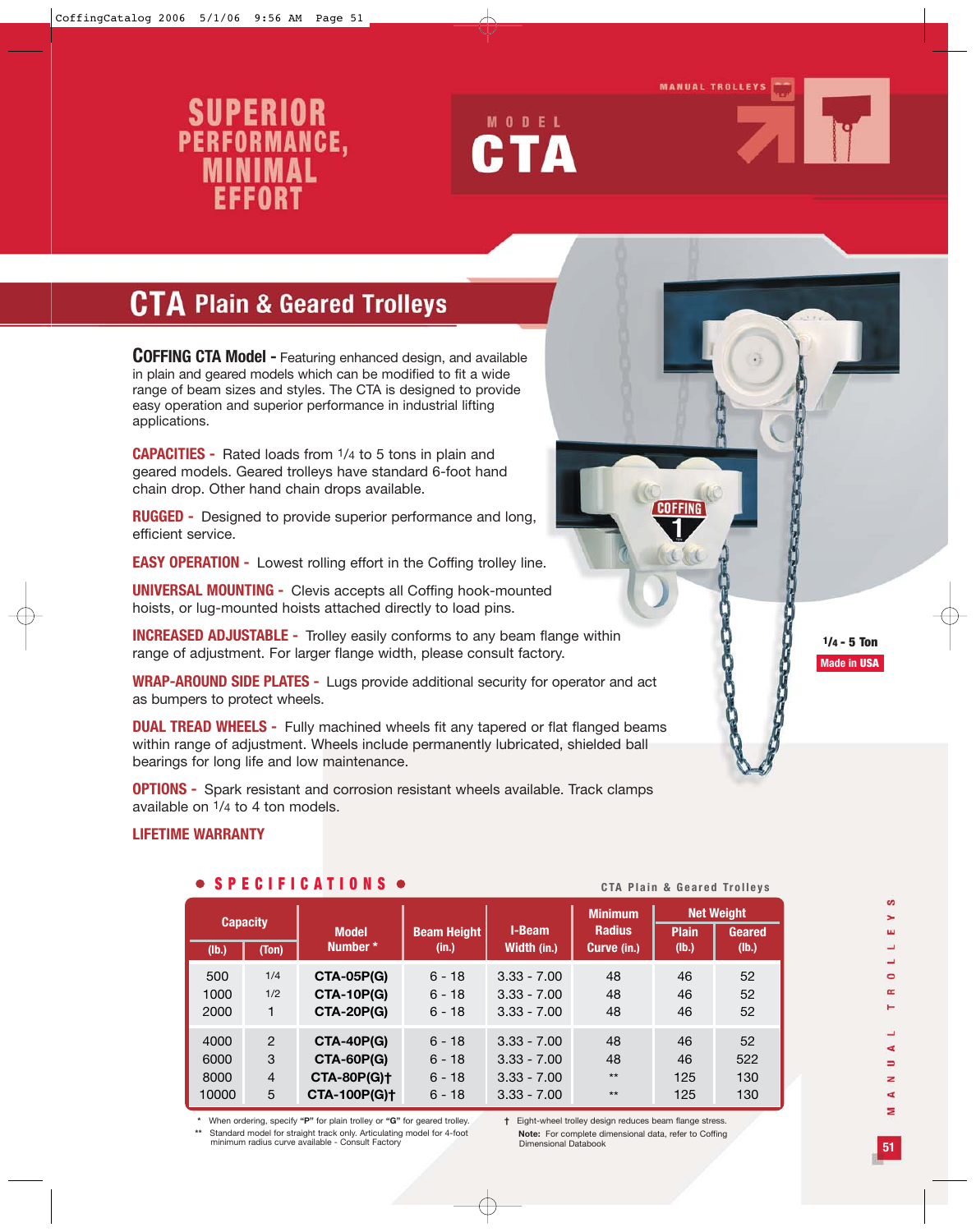# SUPERIOR PERFORMANCE, MINIMAL EFFORT

MODEL **CTA**

MANUAL TROLLEYS

## CTA Plain & Geared Trolleys

**COFFING CTA Model -** Featuring enhanced design, and available in plain and geared models which can be modified to fit a wide range of beam sizes and styles. The CTA is designed to provide easy operation and superior performance in industrial lifting applications.

**CAPACITIES -** Rated loads from 1/4 to 5 tons in plain and geared models. Geared trolleys have standard 6-foot hand chain drop. Other hand chain drops available.

**RUGGED -** Designed to provide superior performance and long, efficient service.

**EASY OPERATION -** Lowest rolling effort in the Coffing trolley line.

**UNIVERSAL MOUNTING -** Clevis accepts all Coffing hook-mounted hoists, or lug-mounted hoists attached directly to load pins.

**INCREASED ADJUSTABLE -** Trolley easily conforms to any beam flange within range of adjustment. For larger flange width, please consult factory.

**WRAP-AROUND SIDE PLATES -** Lugs provide additional security for operator and act as bumpers to protect wheels.

**DUAL TREAD WHEELS -** Fully machined wheels fit any tapered or flat flanged beams within range of adjustment. Wheels include permanently lubricated, shielded ball bearings for long life and low maintenance.

**OPTIONS -** Spark resistant and corrosion resistant wheels available. Track clamps available on 1/4 to 4 ton models.

**LIFETIME WARRANTY**

1/4 - 5 Ton

Made in USA

### SPECIFICATIONS

CTA Plain & Geared Trolleys

| Capacity | | Model Number * | Beam Height (in.) | I-Beam Width (in.) | Minimum Radius Curve (in.) | Net Weight | |
|---|---|---|---|---|---|---|---|
| (lb.) | (Ton) | | | | | Plain (lb.) | Geared (lb.) |
| 500 | 1/4 | CTA-05P(G) | 6 - 18 | 3.33 - 7.00 | 48 | 46 | 52 |
| 1000 | 1/2 | CTA-10P(G) | 6 - 18 | 3.33 - 7.00 | 48 | 46 | 52 |
| 2000 | 1 | CTA-20P(G) | 6 - 18 | 3.33 - 7.00 | 48 | 46 | 52 |
| 4000 | 2 | CTA-40P(G) | 6 - 18 | 3.33 - 7.00 | 48 | 46 | 52 |
| 6000 | 3 | CTA-60P(G) | 6 - 18 | 3.33 - 7.00 | 48 | 46 | 522 |
| 8000 | 4 | CTA-80P(G)† | 6 - 18 | 3.33 - 7.00 | ** | 125 | 130 |
| 10000 | 5 | CTA-100P(G)† | 6 - 18 | 3.33 - 7.00 | ** | 125 | 130 |

\* When ordering, specify **"P"** for plain trolley or **"G"** for geared trolley.

\*\* Standard model for straight track only. Articulating model for 4-foot minimum radius curve available - Consult Factory

† Eight-wheel trolley design reduces beam flange stress.

**Note:** For complete dimensional data, refer to Coffing Dimensional Databook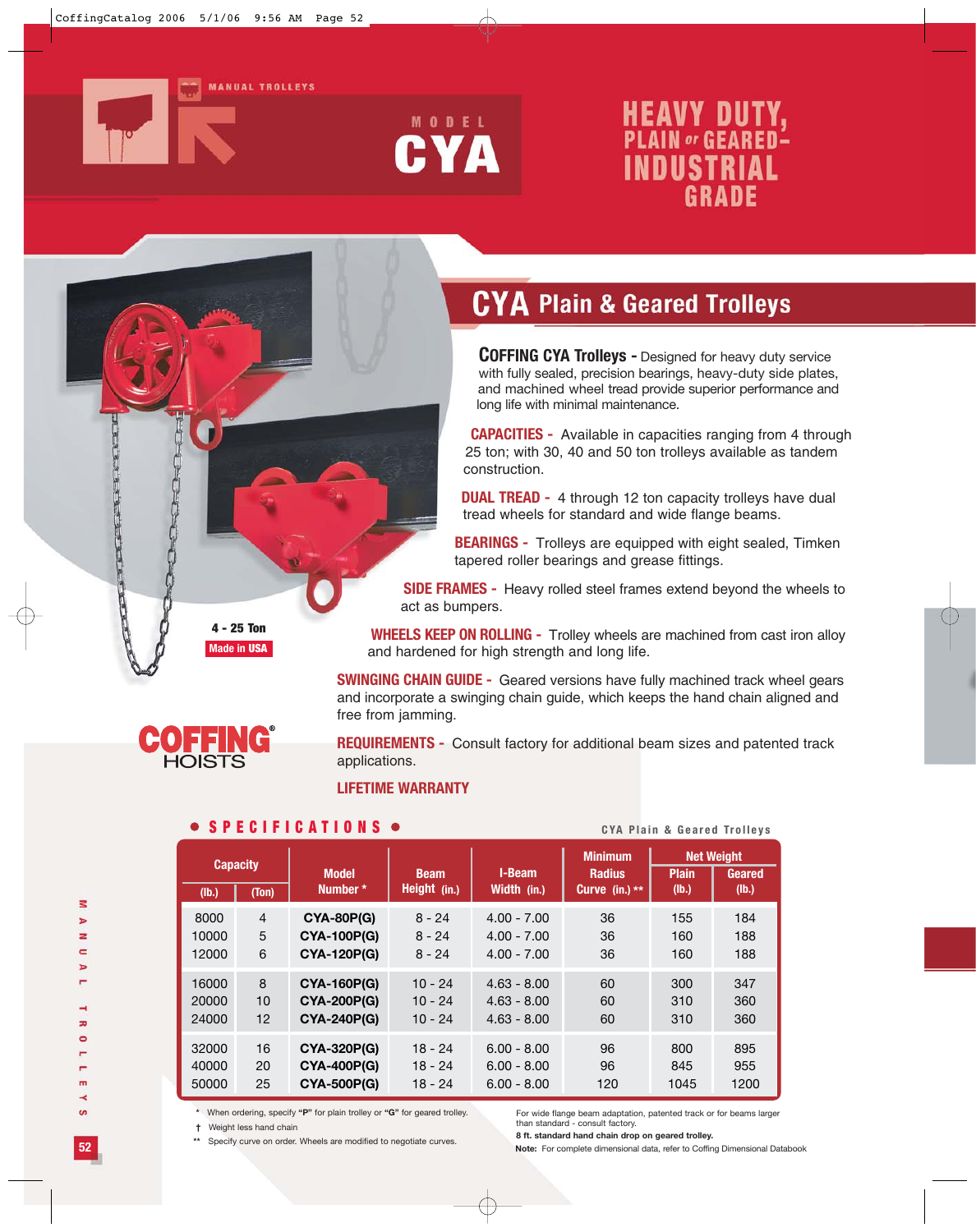MANUAL TROLLEYS

# MODEL CYA

# HEAVY DUTY, PLAIN or GEARED– INDUSTRIAL GRADE

4 - 25 Ton

Made in USA

## CYA Plain & Geared Trolleys

**COFFING CYA Trolleys -** Designed for heavy duty service with fully sealed, precision bearings, heavy-duty side plates, and machined wheel tread provide superior performance and long life with minimal maintenance.

**CAPACITIES -** Available in capacities ranging from 4 through 25 ton; with 30, 40 and 50 ton trolleys available as tandem construction.

**DUAL TREAD -** 4 through 12 ton capacity trolleys have dual tread wheels for standard and wide flange beams.

**BEARINGS -** Trolleys are equipped with eight sealed, Timken tapered roller bearings and grease fittings.

**SIDE FRAMES -** Heavy rolled steel frames extend beyond the wheels to act as bumpers.

**WHEELS KEEP ON ROLLING -** Trolley wheels are machined from cast iron alloy and hardened for high strength and long life.

**SWINGING CHAIN GUIDE -** Geared versions have fully machined track wheel gears and incorporate a swinging chain guide, which keeps the hand chain aligned and free from jamming.

**REQUIREMENTS -** Consult factory for additional beam sizes and patented track applications.

**LIFETIME WARRANTY**

COFFING® HOISTS

## SPECIFICATIONS

CYA Plain & Geared Trolleys

| Capacity | | Model Number * | Beam Height (in.) | I-Beam Width (in.) | Minimum Radius Curve (in.) ** | Net Weight | |
|---|---|---|---|---|---|---|---|
| (lb.) | (Ton) | | | | | Plain (lb.) | Geared (lb.) |
| 8000 | 4 | CYA-80P(G) | 8 - 24 | 4.00 - 7.00 | 36 | 155 | 184 |
| 10000 | 5 | CYA-100P(G) | 8 - 24 | 4.00 - 7.00 | 36 | 160 | 188 |
| 12000 | 6 | CYA-120P(G) | 8 - 24 | 4.00 - 7.00 | 36 | 160 | 188 |
| 16000 | 8 | CYA-160P(G) | 10 - 24 | 4.63 - 8.00 | 60 | 300 | 347 |
| 20000 | 10 | CYA-200P(G) | 10 - 24 | 4.63 - 8.00 | 60 | 310 | 360 |
| 24000 | 12 | CYA-240P(G) | 10 - 24 | 4.63 - 8.00 | 60 | 310 | 360 |
| 32000 | 16 | CYA-320P(G) | 18 - 24 | 6.00 - 8.00 | 96 | 800 | 895 |
| 40000 | 20 | CYA-400P(G) | 18 - 24 | 6.00 - 8.00 | 96 | 845 | 955 |
| 50000 | 25 | CYA-500P(G) | 18 - 24 | 6.00 - 8.00 | 120 | 1045 | 1200 |

\* When ordering, specify **"P"** for plain trolley or **"G"** for geared trolley.

† Weight less hand chain

** Specify curve on order. Wheels are modified to negotiate curves.

For wide flange beam adaptation, patented track or for beams larger than standard - consult factory.

**8 ft. standard hand chain drop on geared trolley.**

**Note:** For complete dimensional data, refer to Coffing Dimensional Databook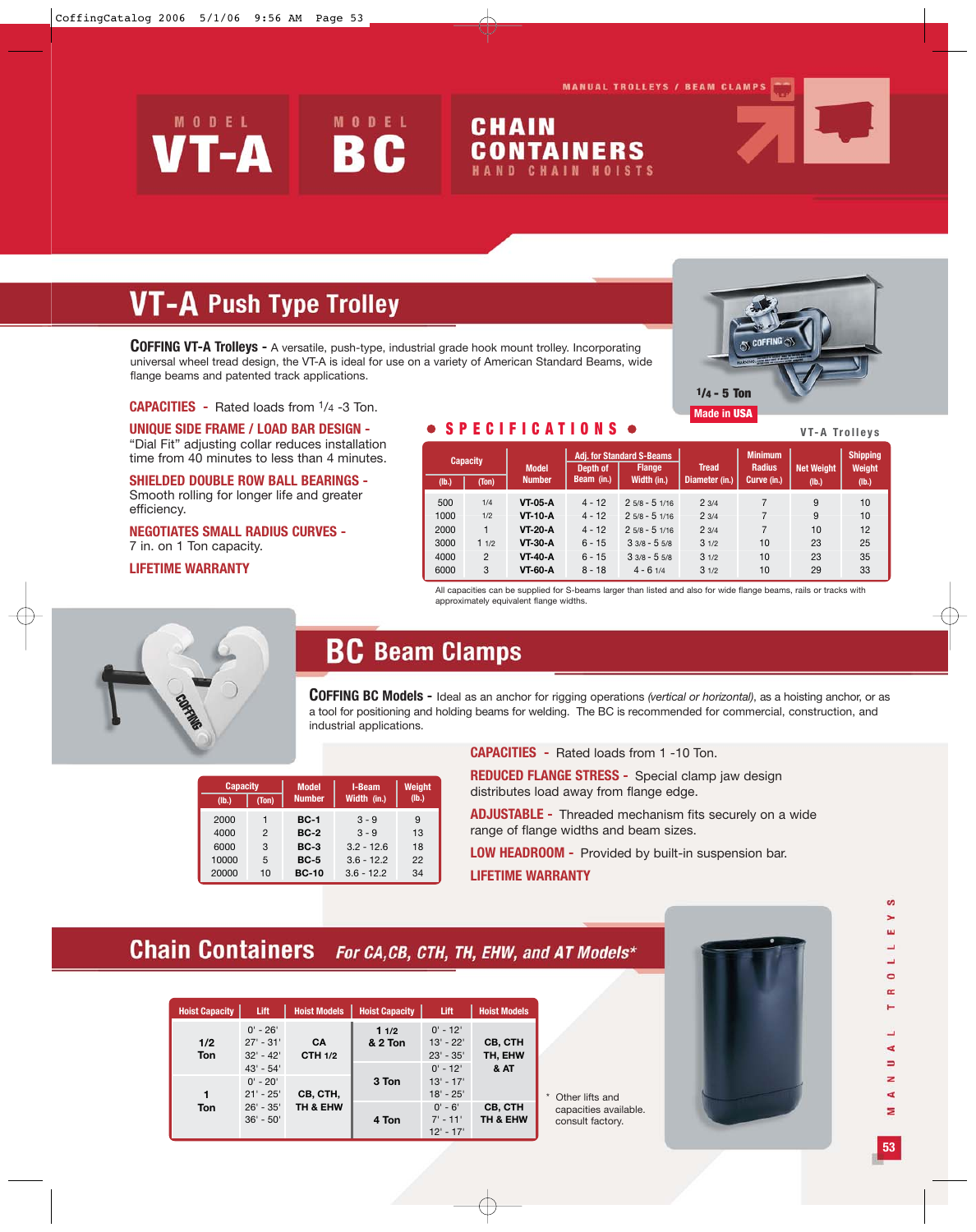MANUAL TROLLEYS / BEAM CLAMPS

# MODEL VT-A | MODEL BC | CHAIN CONTAINERS

HAND CHAIN HOISTS

## VT-A Push Type Trolley

**COFFING VT-A Trolleys -** A versatile, push-type, industrial grade hook mount trolley. Incorporating universal wheel tread design, the VT-A is ideal for use on a variety of American Standard Beams, wide flange beams and patented track applications.

1/4 - 5 Ton

Made in USA

**CAPACITIES -** Rated loads from 1/4 -3 Ton.

**UNIQUE SIDE FRAME / LOAD BAR DESIGN -** "Dial Fit" adjusting collar reduces installation time from 40 minutes to less than 4 minutes.

**SHIELDED DOUBLE ROW BALL BEARINGS -** Smooth rolling for longer life and greater efficiency.

**NEGOTIATES SMALL RADIUS CURVES -** 7 in. on 1 Ton capacity.

**LIFETIME WARRANTY**

### SPECIFICATIONS

VT-A Trolleys

| Capacity (lb.) | Capacity (Ton) | Model Number | Adj. for Standard S-Beams: Depth of Beam (in.) | Adj. for Standard S-Beams: Flange Width (in.) | Tread Diameter (in.) | Minimum Radius Curve (in.) | Net Weight (lb.) | Shipping Weight (lb.) |
|---|---|---|---|---|---|---|---|---|
| 500 | 1/4 | VT-05-A | 4 - 12 | 2 5/8 - 5 1/16 | 2 3/4 | 7 | 9 | 10 |
| 1000 | 1/2 | VT-10-A | 4 - 12 | 2 5/8 - 5 1/16 | 2 3/4 | 7 | 9 | 10 |
| 2000 | 1 | VT-20-A | 4 - 12 | 2 5/8 - 5 1/16 | 2 3/4 | 7 | 10 | 12 |
| 3000 | 1 1/2 | VT-30-A | 6 - 15 | 3 3/8 - 5 5/8 | 3 1/2 | 10 | 23 | 25 |
| 4000 | 2 | VT-40-A | 6 - 15 | 3 3/8 - 5 5/8 | 3 1/2 | 10 | 23 | 35 |
| 6000 | 3 | VT-60-A | 8 - 18 | 4 - 6 1/4 | 3 1/2 | 10 | 29 | 33 |

All capacities can be supplied for S-beams larger than listed and also for wide flange beams, rails or tracks with approximately equivalent flange widths.

## BC Beam Clamps

**COFFING BC Models -** Ideal as an anchor for rigging operations *(vertical or horizontal)*, as a hoisting anchor, or as a tool for positioning and holding beams for welding. The BC is recommended for commercial, construction, and industrial applications.

**CAPACITIES -** Rated loads from 1 -10 Ton.

**REDUCED FLANGE STRESS -** Special clamp jaw design distributes load away from flange edge.

**ADJUSTABLE -** Threaded mechanism fits securely on a wide range of flange widths and beam sizes.

**LOW HEADROOM -** Provided by built-in suspension bar.

**LIFETIME WARRANTY**

| Capacity (lb.) | Capacity (Ton) | Model Number | I-Beam Width (in.) | Weight (lb.) |
|---|---|---|---|---|
| 2000 | 1 | BC-1 | 3 - 9 | 9 |
| 4000 | 2 | BC-2 | 3 - 9 | 13 |
| 6000 | 3 | BC-3 | 3.2 - 12.6 | 18 |
| 10000 | 5 | BC-5 | 3.6 - 12.2 | 22 |
| 20000 | 10 | BC-10 | 3.6 - 12.2 | 34 |

## Chain Containers *For CA,CB, CTH, TH, EHW, and AT Models**

| Hoist Capacity | Lift | Hoist Models | Hoist Capacity | Lift | Hoist Models |
|---|---|---|---|---|---|
| 1/2 Ton | 0' - 26' | CA | 1 1/2 & 2 Ton | 0' - 12' | CB, CTH |
| | 27' - 31' | | | 13' - 22' | TH, EHW |
| | 32' - 42' | CTH 1/2 | | 23' - 35' | & AT |
| | 43' - 54' | | 3 Ton | 0' - 12' | |
| 1 Ton | 0' - 20' | CB, CTH, | | 13' - 17' | |
| | 21' - 25' | TH & EHW | | 18' - 25' | |
| | 26' - 35' | | 4 Ton | 0' - 6' | CB, CTH |
| | 36' - 50' | | | 7' - 11' | TH & EHW |
| | | | | 12' - 17' | |

\* Other lifts and capacities available. consult factory.

MANUAL TROLLEYS